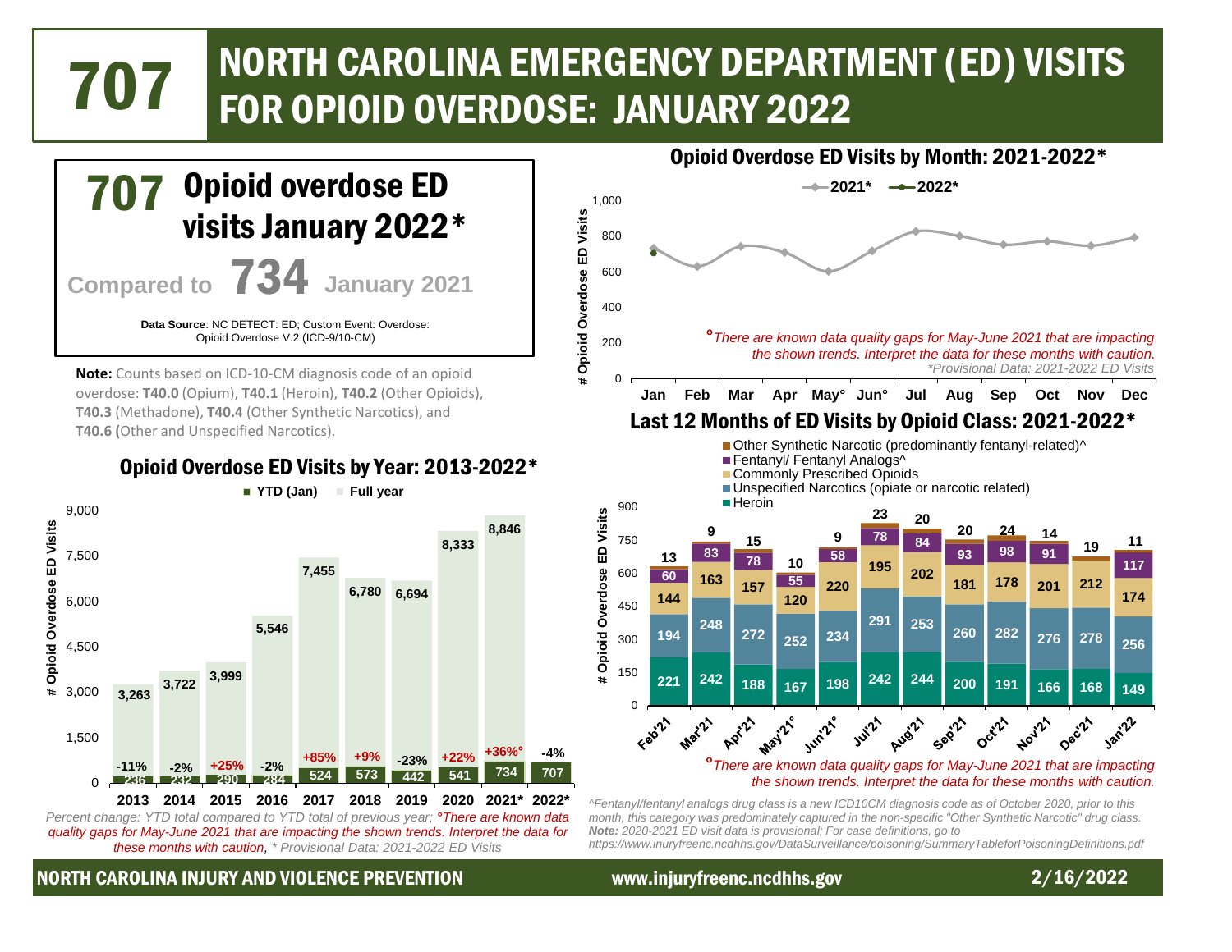# 707 NORTH CAROLINA EMERGENCY DEPARTMENT (ED) VISITS FOR OPIOID OVERDOSE: JANUARY 2022

## 707 Opioid overdose ED visits January 2022*

Compared to **734** January 2021

**Data Source**: NC DETECT: ED; Custom Event: Overdose: Opioid Overdose V.2 (ICD-9/10-CM)

**Note:** Counts based on ICD-10-CM diagnosis code of an opioid overdose: **T40.0** (Opium), **T40.1** (Heroin), **T40.2** (Other Opioids), **T40.3** (Methadone), **T40.4** (Other Synthetic Narcotics), and **T40.6** (Other and Unspecified Narcotics).

### Opioid Overdose ED Visits by Year: 2013-2022*

| Year | YTD (Jan) | Full year | Percent change (YTD) |
|---|---|---|---|
| 2013 | 236 | 3,263 | -11% |
| 2014 | 232 | 3,722 | -2% |
| 2015 | 290 | 3,999 | +25% |
| 2016 | 284 | 5,546 | -2% |
| 2017 | 524 | 7,455 | +85% |
| 2018 | 573 | 6,780 | +9% |
| 2019 | 442 | 6,694 | -23% |
| 2020 | 541 | 8,333 | +22% |
| 2021* | 734 | 8,846 | +36%° |
| 2022* | 707 | | -4% |

*Percent change: YTD total compared to YTD total of previous year; °There are known data quality gaps for May-June 2021 that are impacting the shown trends. Interpret the data for these months with caution, * Provisional Data: 2021-2022 ED Visits*

### Opioid Overdose ED Visits by Month: 2021-2022*

| Month | 2021* | 2022* |
|---|---|---|
| Jan | ~735 | ~707 |
| Feb | ~630 | |
| Mar | ~745 | |
| Apr | ~710 | |
| May° | ~605 | |
| Jun° | ~720 | |
| Jul | ~830 | |
| Aug | ~805 | |
| Sep | ~755 | |
| Oct | ~775 | |
| Nov | ~750 | |
| Dec | ~795 | |

*°There are known data quality gaps for May-June 2021 that are impacting the shown trends. Interpret the data for these months with caution.*
*\*Provisional Data: 2021-2022 ED Visits*

### Last 12 Months of ED Visits by Opioid Class: 2021-2022*

| Month | Heroin | Unspecified Narcotics (opiate or narcotic related) | Commonly Prescribed Opioids | Fentanyl/ Fentanyl Analogs^ | Other Synthetic Narcotic (predominantly fentanyl-related)^ |
|---|---|---|---|---|---|
| Feb'21 | 221 | 194 | 144 | 60 | 13 |
| Mar'21 | 242 | 248 | 163 | 83 | 9 |
| Apr'21 | 188 | 272 | 157 | 78 | 15 |
| May'21° | 167 | 252 | 120 | 55 | 10 |
| Jun'21° | 198 | 234 | 220 | 58 | 9 |
| Jul'21 | 242 | 291 | 195 | 78 | 23 |
| Aug'21 | 244 | 253 | 202 | 84 | 20 |
| Sep'21 | 200 | 260 | 181 | 93 | 20 |
| Oct'21 | 191 | 282 | 178 | 98 | 24 |
| Nov'21 | 166 | 276 | 201 | 91 | 14 |
| Dec'21 | 168 | 278 | 212 | | 19 |
| Jan'22 | 149 | 256 | 174 | 117 | 11 |

*°There are known data quality gaps for May-June 2021 that are impacting the shown trends. Interpret the data for these months with caution.*

*^Fentanyl/fentanyl analogs drug class is a new ICD10CM diagnosis code as of October 2020, prior to this month, this category was predominately captured in the non-specific "Other Synthetic Narcotic" drug class.*
***Note:*** *2020-2021 ED visit data is provisional; For case definitions, go to https://www.inuryfreenc.ncdhhs.gov/DataSurveillance/poisoning/SummaryTableforPoisoningDefinitions.pdf*

NORTH CAROLINA INJURY AND VIOLENCE PREVENTION — www.injuryfreenc.ncdhhs.gov — 2/16/2022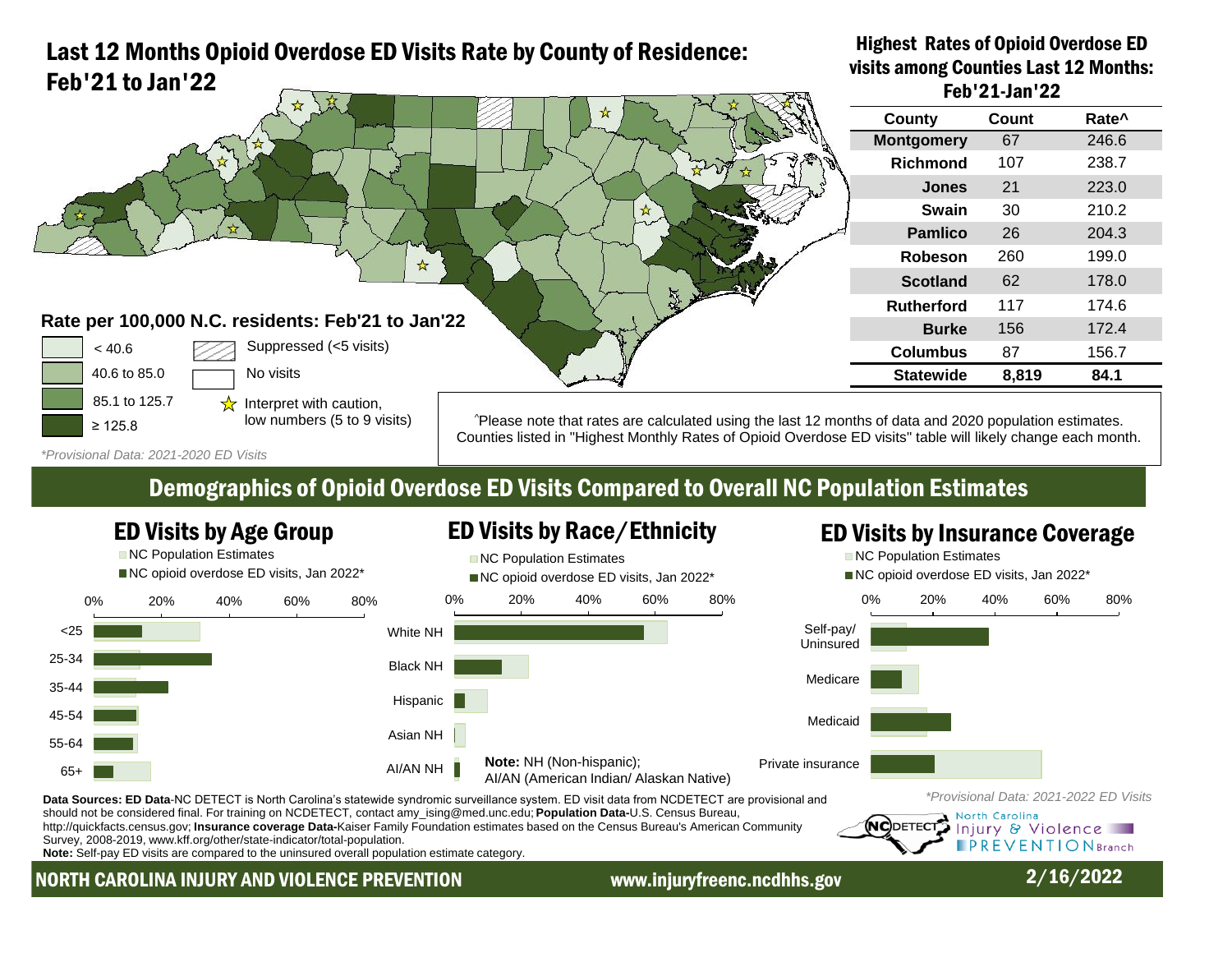# Last 12 Months Opioid Overdose ED Visits Rate by County of Residence: Feb'21 to Jan'22

**Rate per 100,000 N.C. residents: Feb'21 to Jan'22**

< 40.6
40.6 to 85.0
85.1 to 125.7
≥ 125.8
Suppressed (<5 visits)
No visits
Interpret with caution, low numbers (5 to 9 visits)

*\*Provisional Data: 2021-2020 ED Visits*

## Highest Rates of Opioid Overdose ED visits among Counties Last 12 Months: Feb'21-Jan'22

| County | Count | Rate^ |
|---|---|---|
| Montgomery | 67 | 246.6 |
| Richmond | 107 | 238.7 |
| Jones | 21 | 223.0 |
| Swain | 30 | 210.2 |
| Pamlico | 26 | 204.3 |
| Robeson | 260 | 199.0 |
| Scotland | 62 | 178.0 |
| Rutherford | 117 | 174.6 |
| Burke | 156 | 172.4 |
| Columbus | 87 | 156.7 |
| **Statewide** | **8,819** | **84.1** |

^Please note that rates are calculated using the last 12 months of data and 2020 population estimates. Counties listed in "Highest Monthly Rates of Opioid Overdose ED visits" table will likely change each month.

## Demographics of Opioid Overdose ED Visits Compared to Overall NC Population Estimates

### ED Visits by Age Group

NC Population Estimates
NC opioid overdose ED visits, Jan 2022*

0% 20% 40% 60% 80%

<25
25-34
35-44
45-54
55-64
65+

### ED Visits by Race/Ethnicity

NC Population Estimates
NC opioid overdose ED visits, Jan 2022*

0% 20% 40% 60% 80%

White NH
Black NH
Hispanic
Asian NH
AI/AN NH

**Note:** NH (Non-hispanic); AI/AN (American Indian/ Alaskan Native)

### ED Visits by Insurance Coverage

NC Population Estimates
NC opioid overdose ED visits, Jan 2022*

0% 20% 40% 60% 80%

Self-pay/ Uninsured
Medicare
Medicaid
Private insurance

*\*Provisional Data: 2021-2022 ED Visits*

**Data Sources: ED Data**-NC DETECT is North Carolina's statewide syndromic surveillance system. ED visit data from NCDETECT are provisional and should not be considered final. For training on NCDETECT, contact amy_ising@med.unc.edu; **Population Data**-U.S. Census Bureau, http://quickfacts.census.gov; **Insurance coverage Data**-Kaiser Family Foundation estimates based on the Census Bureau's American Community Survey, 2008-2019, www.kff.org/other/state-indicator/total-population.
**Note:** Self-pay ED visits are compared to the uninsured overall population estimate category.

NC DETECT
North Carolina Injury & Violence PREVENTION Branch

NORTH CAROLINA INJURY AND VIOLENCE PREVENTION | www.injuryfreenc.ncdhhs.gov | 2/16/2022